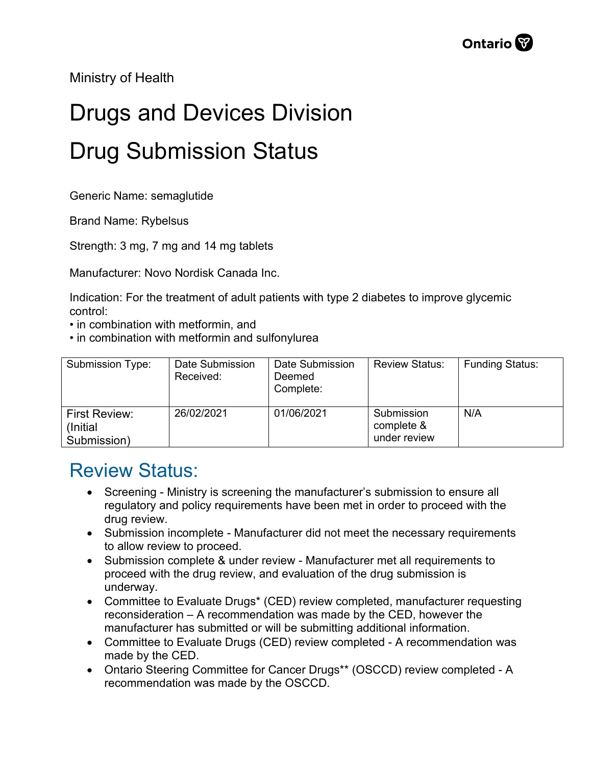Ministry of Health

# Drugs and Devices Division

# Drug Submission Status

Generic Name: semaglutide

Brand Name: Rybelsus

Strength: 3 mg, 7 mg and 14 mg tablets

Manufacturer: Novo Nordisk Canada Inc.

Indication: For the treatment of adult patients with type 2 diabetes to improve glycemic control:
• in combination with metformin, and
• in combination with metformin and sulfonylurea

| Submission Type: | Date Submission Received: | Date Submission Deemed Complete: | Review Status: | Funding Status: |
|---|---|---|---|---|
| First Review: (Initial Submission) | 26/02/2021 | 01/06/2021 | Submission complete & under review | N/A |

## Review Status:

- Screening - Ministry is screening the manufacturer's submission to ensure all regulatory and policy requirements have been met in order to proceed with the drug review.
- Submission incomplete - Manufacturer did not meet the necessary requirements to allow review to proceed.
- Submission complete & under review - Manufacturer met all requirements to proceed with the drug review, and evaluation of the drug submission is underway.
- Committee to Evaluate Drugs* (CED) review completed, manufacturer requesting reconsideration – A recommendation was made by the CED, however the manufacturer has submitted or will be submitting additional information.
- Committee to Evaluate Drugs (CED) review completed - A recommendation was made by the CED.
- Ontario Steering Committee for Cancer Drugs** (OSCCD) review completed - A recommendation was made by the OSCCD.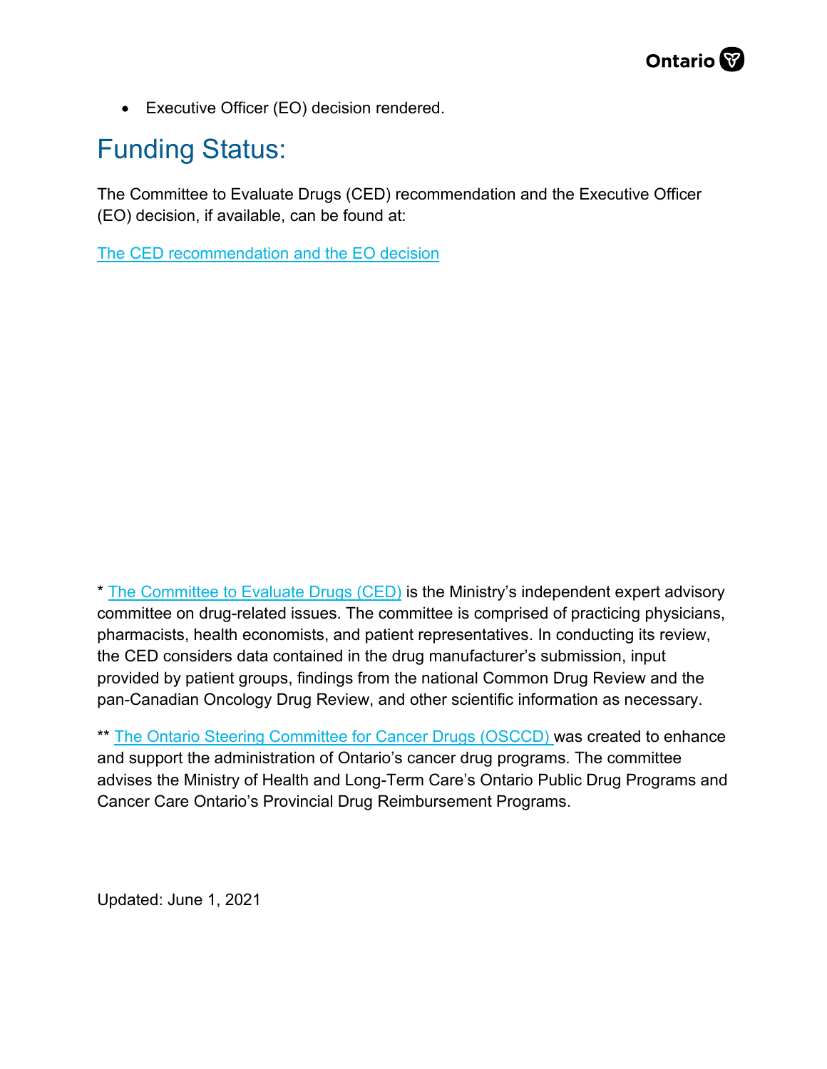- Executive Officer (EO) decision rendered.

## Funding Status:

The Committee to Evaluate Drugs (CED) recommendation and the Executive Officer (EO) decision, if available, can be found at:

The CED recommendation and the EO decision

* The Committee to Evaluate Drugs (CED) is the Ministry's independent expert advisory committee on drug-related issues. The committee is comprised of practicing physicians, pharmacists, health economists, and patient representatives. In conducting its review, the CED considers data contained in the drug manufacturer's submission, input provided by patient groups, findings from the national Common Drug Review and the pan-Canadian Oncology Drug Review, and other scientific information as necessary.

** The Ontario Steering Committee for Cancer Drugs (OSCCD) was created to enhance and support the administration of Ontario's cancer drug programs. The committee advises the Ministry of Health and Long-Term Care's Ontario Public Drug Programs and Cancer Care Ontario's Provincial Drug Reimbursement Programs.

Updated: June 1, 2021